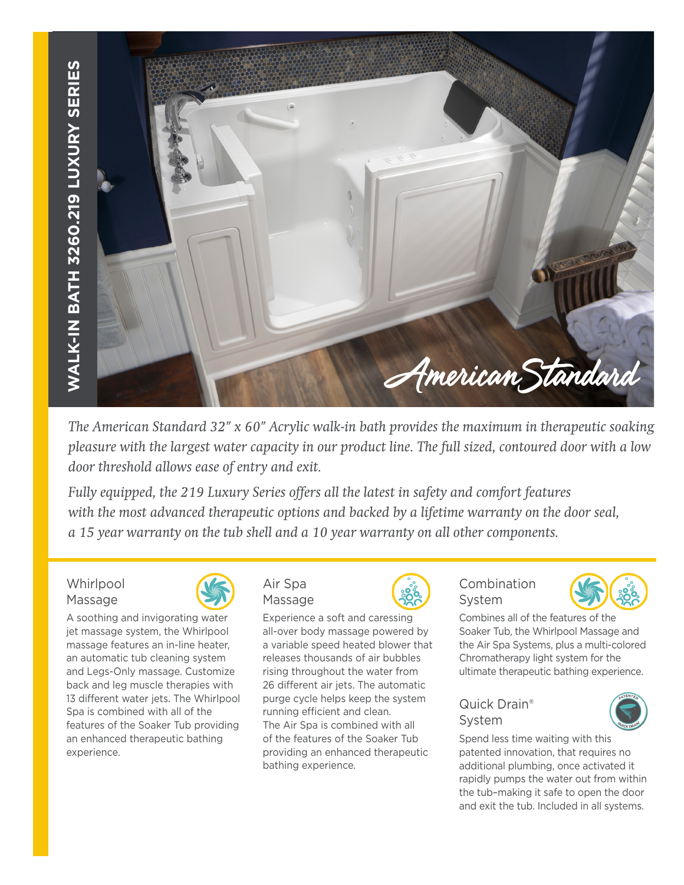# WALK-IN BATH 3260.219 LUXURY SERIES

*The American Standard 32" x 60" Acrylic walk-in bath provides the maximum in therapeutic soaking pleasure with the largest water capacity in our product line. The full sized, contoured door with a low door threshold allows ease of entry and exit.*

*Fully equipped, the 219 Luxury Series offers all the latest in safety and comfort features with the most advanced therapeutic options and backed by a lifetime warranty on the door seal, a 15 year warranty on the tub shell and a 10 year warranty on all other components.*

## Whirlpool Massage

A soothing and invigorating water jet massage system, the Whirlpool massage features an in-line heater, an automatic tub cleaning system and Legs-Only massage. Customize back and leg muscle therapies with 13 different water jets. The Whirlpool Spa is combined with all of the features of the Soaker Tub providing an enhanced therapeutic bathing experience.

## Air Spa Massage

Experience a soft and caressing all-over body massage powered by a variable speed heated blower that releases thousands of air bubbles rising throughout the water from 26 different air jets. The automatic purge cycle helps keep the system running efficient and clean. The Air Spa is combined with all of the features of the Soaker Tub providing an enhanced therapeutic bathing experience.

## Combination System

Combines all of the features of the Soaker Tub, the Whirlpool Massage and the Air Spa Systems, plus a multi-colored Chromatherapy light system for the ultimate therapeutic bathing experience.

## Quick Drain® System

Spend less time waiting with this patented innovation, that requires no additional plumbing, once activated it rapidly pumps the water out from within the tub–making it safe to open the door and exit the tub. Included in all systems.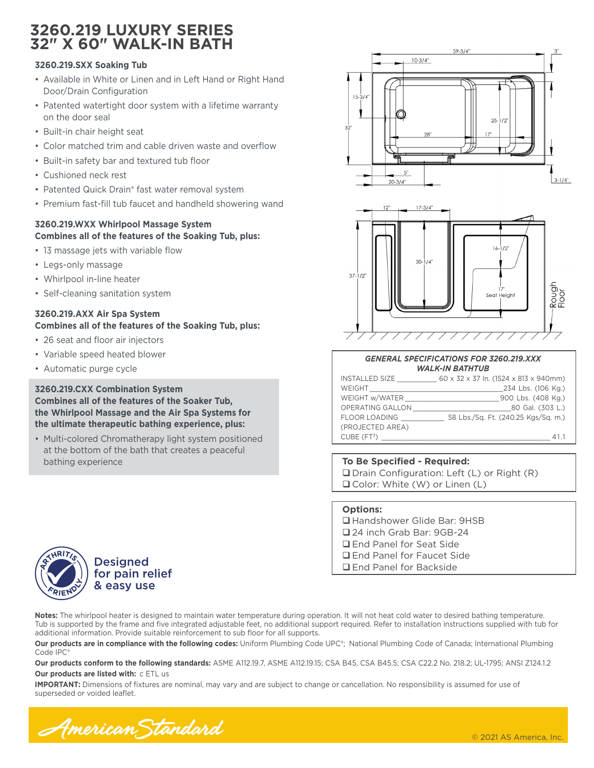# 3260.219 LUXURY SERIES 32" X 60" WALK-IN BATH

### 3260.219.SXX Soaking Tub

- Available in White or Linen and in Left Hand or Right Hand Door/Drain Configuration
- Patented watertight door system with a lifetime warranty on the door seal
- Built-in chair height seat
- Color matched trim and cable driven waste and overflow
- Built-in safety bar and textured tub floor
- Cushioned neck rest
- Patented Quick Drain® fast water removal system
- Premium fast-fill tub faucet and handheld showering wand

### 3260.219.WXX Whirlpool Massage System

**Combines all of the features of the Soaking Tub, plus:**

- 13 massage jets with variable flow
- Legs-only massage
- Whirlpool in-line heater
- Self-cleaning sanitation system

### 3260.219.AXX Air Spa System

**Combines all of the features of the Soaking Tub, plus:**

- 26 seat and floor air injectors
- Variable speed heated blower
- Automatic purge cycle

### 3260.219.CXX Combination System

**Combines all of the features of the Soaker Tub, the Whirlpool Massage and the Air Spa Systems for the ultimate therapeutic bathing experience, plus:**

- Multi-colored Chromatherapy light system positioned at the bottom of the bath that creates a peaceful bathing experience

59-3/4"
3"
10-3/4"
15-3/4"
32"
25-1/2"
28"
17"
5"
20-3/4"
3-1/4"

12"
17-3/4"
16-1/2"
30-1/4"
37-1/2"
17" Seat Height
Rough Floor

| *GENERAL SPECIFICATIONS FOR 3260.219.XXX WALK-IN BATHTUB* | |
|---|---|
| INSTALLED SIZE | 60 x 32 x 37 In. (1524 x 813 x 940mm) |
| WEIGHT | 234 Lbs. (106 Kg.) |
| WEIGHT w/WATER | 900 Lbs. (408 Kg.) |
| OPERATING GALLON | 80 Gal. (303 L.) |
| FLOOR LOADING (PROJECTED AREA) | 58 Lbs./Sq. Ft. (240.25 Kgs/Sq. m.) |
| CUBE ($FT^3$) | 41.1 |

**To Be Specified - Required:**

- ❑ Drain Configuration: Left (L) or Right (R)
- ❑ Color: White (W) or Linen (L)

**Options:**

- ❑ Handshower Glide Bar: 9HSB
- ❑ 24 inch Grab Bar: 9GB-24
- ❑ End Panel for Seat Side
- ❑ End Panel for Faucet Side
- ❑ End Panel for Backside

ARTHRITIS FRIENDLY

Designed for pain relief & easy use

**Notes:** The whirlpool heater is designed to maintain water temperature during operation. It will not heat cold water to desired bathing temperature. Tub is supported by the frame and five integrated adjustable feet, no additional support required. Refer to installation instructions supplied with tub for additional information. Provide suitable reinforcement to sub floor for all supports.

**Our products are in compliance with the following codes:** Uniform Plumbing Code UPC®; National Plumbing Code of Canada; International Plumbing Code IPC®

**Our products conform to the following standards:** ASME A112.19.7, ASME A112.19.15; CSA B45, CSA B45.5; CSA C22.2 No. 218.2; UL-1795; ANSI Z124.1.2

**Our products are listed with:** c ETL us

**IMPORTANT:** Dimensions of fixtures are nominal, may vary and are subject to change or cancellation. No responsibility is assumed for use of superseded or voided leaflet.

American Standard

© 2021 AS America, Inc.